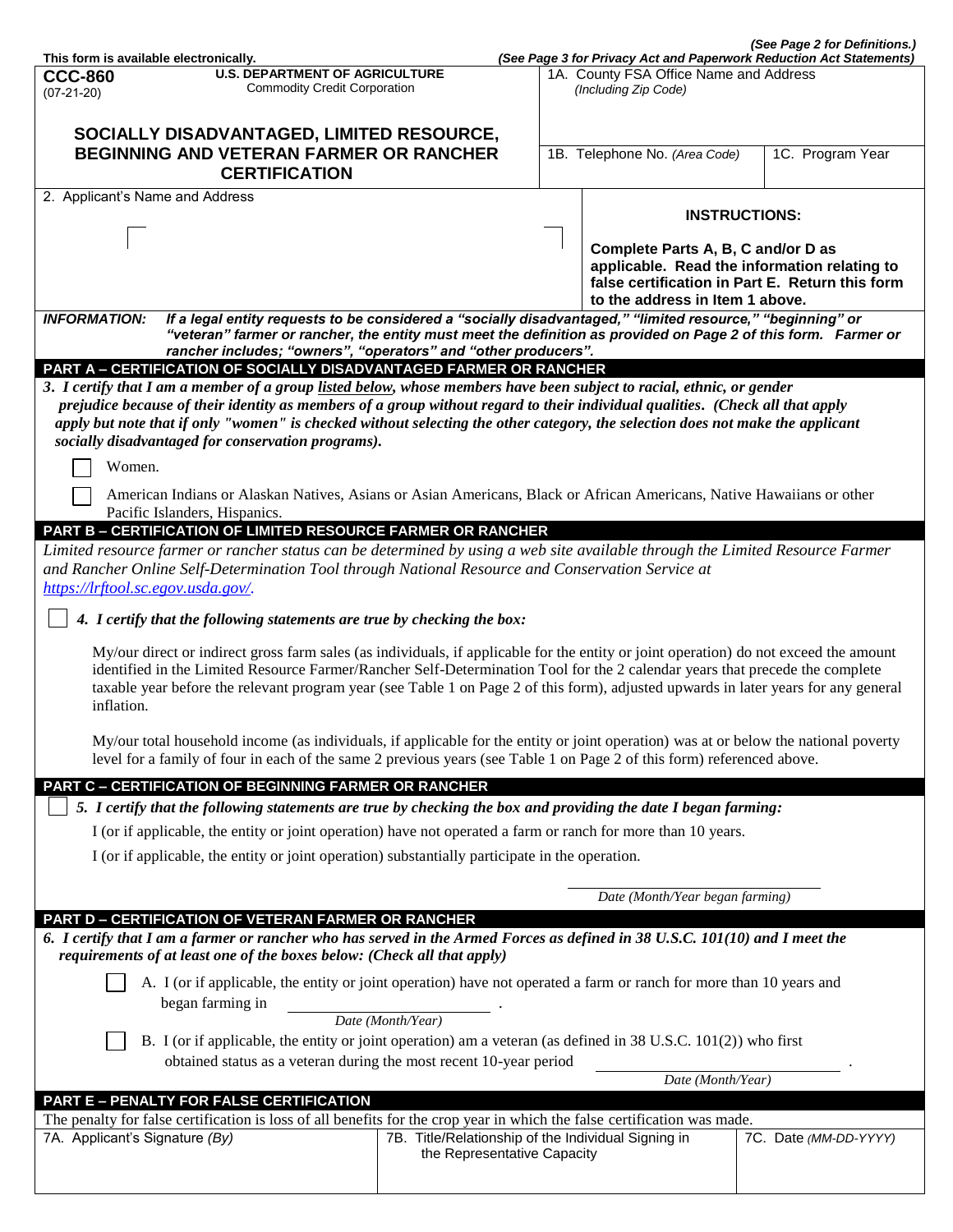This form is available electronically.

*(See Page 2 for Definitions.)*
*(See Page 3 for Privacy Act and Paperwork Reduction Act Statements)*

**CCC-860** (07-21-20)

**U.S. DEPARTMENT OF AGRICULTURE**
Commodity Credit Corporation

# SOCIALLY DISADVANTAGED, LIMITED RESOURCE, BEGINNING AND VETERAN FARMER OR RANCHER CERTIFICATION

1A. County FSA Office Name and Address *(Including Zip Code)*

1B. Telephone No. *(Area Code)*

1C. Program Year

2. Applicant's Name and Address

**INSTRUCTIONS:**

**Complete Parts A, B, C and/or D as applicable. Read the information relating to false certification in Part E. Return this form to the address in Item 1 above.**

***INFORMATION:*** ***If a legal entity requests to be considered a "socially disadvantaged," "limited resource," "beginning" or "veteran" farmer or rancher, the entity must meet the definition as provided on Page 2 of this form. Farmer or rancher includes; "owners", "operators" and "other producers".***

## PART A – CERTIFICATION OF SOCIALLY DISADVANTAGED FARMER OR RANCHER

***3. I certify that I am a member of a group listed below, whose members have been subject to racial, ethnic, or gender prejudice because of their identity as members of a group without regard to their individual qualities. (Check all that apply apply but note that if only "women" is checked without selecting the other category, the selection does not make the applicant socially disadvantaged for conservation programs).***

☐ Women.

☐ American Indians or Alaskan Natives, Asians or Asian Americans, Black or African Americans, Native Hawaiians or other Pacific Islanders, Hispanics.

## PART B – CERTIFICATION OF LIMITED RESOURCE FARMER OR RANCHER

*Limited resource farmer or rancher status can be determined by using a web site available through the Limited Resource Farmer and Rancher Online Self-Determination Tool through National Resource and Conservation Service at https://lrftool.sc.egov.usda.gov/.*

☐ ***4. I certify that the following statements are true by checking the box:***

My/our direct or indirect gross farm sales (as individuals, if applicable for the entity or joint operation) do not exceed the amount identified in the Limited Resource Farmer/Rancher Self-Determination Tool for the 2 calendar years that precede the complete taxable year before the relevant program year (see Table 1 on Page 2 of this form), adjusted upwards in later years for any general inflation.

My/our total household income (as individuals, if applicable for the entity or joint operation) was at or below the national poverty level for a family of four in each of the same 2 previous years (see Table 1 on Page 2 of this form) referenced above.

## PART C – CERTIFICATION OF BEGINNING FARMER OR RANCHER

☐ ***5. I certify that the following statements are true by checking the box and providing the date I began farming:***

I (or if applicable, the entity or joint operation) have not operated a farm or ranch for more than 10 years.

I (or if applicable, the entity or joint operation) substantially participate in the operation.

________________________
*Date (Month/Year began farming)*

## PART D – CERTIFICATION OF VETERAN FARMER OR RANCHER

***6. I certify that I am a farmer or rancher who has served in the Armed Forces as defined in 38 U.S.C. 101(10) and I meet the requirements of at least one of the boxes below: (Check all that apply)***

☐ A. I (or if applicable, the entity or joint operation) have not operated a farm or ranch for more than 10 years and began farming in ________________________ .
*Date (Month/Year)*

☐ B. I (or if applicable, the entity or joint operation) am a veteran (as defined in 38 U.S.C. 101(2)) who first obtained status as a veteran during the most recent 10-year period ________________________ .
*Date (Month/Year)*

## PART E – PENALTY FOR FALSE CERTIFICATION

The penalty for false certification is loss of all benefits for the crop year in which the false certification was made.

| 7A. Applicant's Signature *(By)* | 7B. Title/Relationship of the Individual Signing in the Representative Capacity | 7C. Date *(MM-DD-YYYY)* |
|---|---|---|
| | | |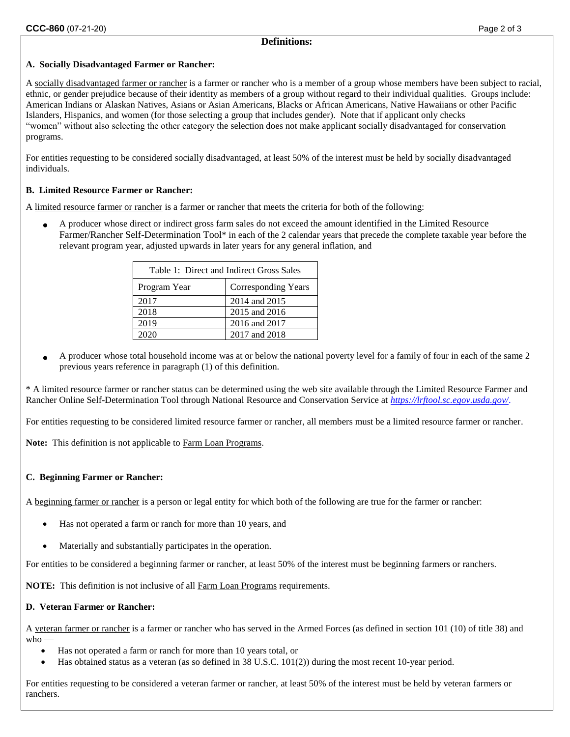## Definitions:

### A. Socially Disadvantaged Farmer or Rancher:

A socially disadvantaged farmer or rancher is a farmer or rancher who is a member of a group whose members have been subject to racial, ethnic, or gender prejudice because of their identity as members of a group without regard to their individual qualities. Groups include: American Indians or Alaskan Natives, Asians or Asian Americans, Blacks or African Americans, Native Hawaiians or other Pacific Islanders, Hispanics, and women (for those selecting a group that includes gender). Note that if applicant only checks "women" without also selecting the other category the selection does not make applicant socially disadvantaged for conservation programs.

For entities requesting to be considered socially disadvantaged, at least 50% of the interest must be held by socially disadvantaged individuals.

### B. Limited Resource Farmer or Rancher:

A limited resource farmer or rancher is a farmer or rancher that meets the criteria for both of the following:

- A producer whose direct or indirect gross farm sales do not exceed the amount identified in the Limited Resource Farmer/Rancher Self-Determination Tool* in each of the 2 calendar years that precede the complete taxable year before the relevant program year, adjusted upwards in later years for any general inflation, and

| Table 1: Direct and Indirect Gross Sales | |
|---|---|
| Program Year | Corresponding Years |
| 2017 | 2014 and 2015 |
| 2018 | 2015 and 2016 |
| 2019 | 2016 and 2017 |
| 2020 | 2017 and 2018 |

- A producer whose total household income was at or below the national poverty level for a family of four in each of the same 2 previous years reference in paragraph (1) of this definition.

* A limited resource farmer or rancher status can be determined using the web site available through the Limited Resource Farmer and Rancher Online Self-Determination Tool through National Resource and Conservation Service at *https://lrftool.sc.egov.usda.gov/*.

For entities requesting to be considered limited resource farmer or rancher, all members must be a limited resource farmer or rancher.

**Note:** This definition is not applicable to Farm Loan Programs.

### C. Beginning Farmer or Rancher:

A beginning farmer or rancher is a person or legal entity for which both of the following are true for the farmer or rancher:

- Has not operated a farm or ranch for more than 10 years, and
- Materially and substantially participates in the operation.

For entities to be considered a beginning farmer or rancher, at least 50% of the interest must be beginning farmers or ranchers.

**NOTE:** This definition is not inclusive of all Farm Loan Programs requirements.

### D. Veteran Farmer or Rancher:

A veteran farmer or rancher is a farmer or rancher who has served in the Armed Forces (as defined in section 101 (10) of title 38) and who —

- Has not operated a farm or ranch for more than 10 years total, or
- Has obtained status as a veteran (as so defined in 38 U.S.C. 101(2)) during the most recent 10-year period.

For entities requesting to be considered a veteran farmer or rancher, at least 50% of the interest must be held by veteran farmers or ranchers.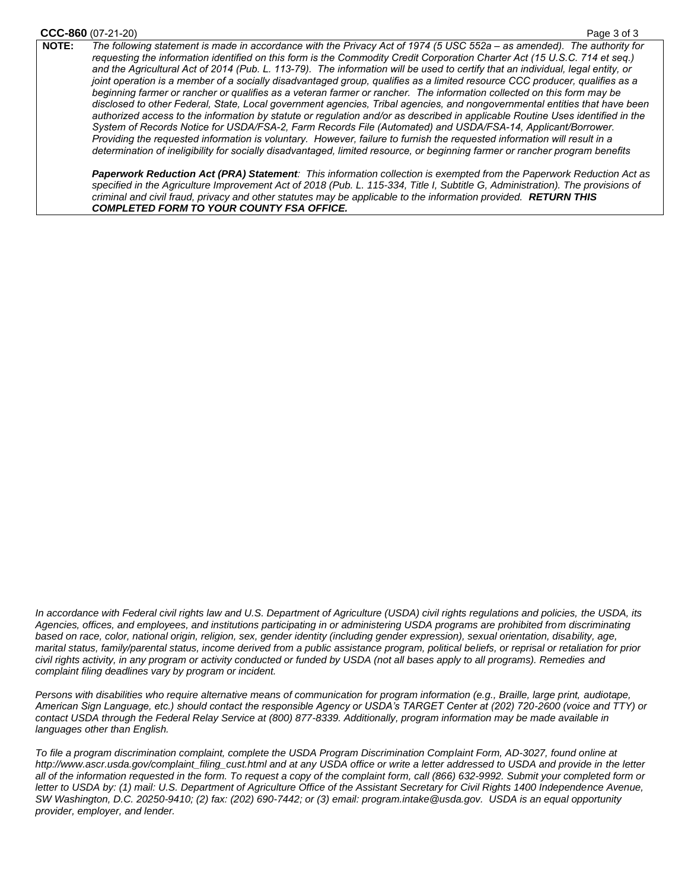**NOTE:** *The following statement is made in accordance with the Privacy Act of 1974 (5 USC 552a – as amended). The authority for requesting the information identified on this form is the Commodity Credit Corporation Charter Act (15 U.S.C. 714 et seq.) and the Agricultural Act of 2014 (Pub. L. 113-79). The information will be used to certify that an individual, legal entity, or joint operation is a member of a socially disadvantaged group, qualifies as a limited resource CCC producer, qualifies as a beginning farmer or rancher or qualifies as a veteran farmer or rancher. The information collected on this form may be disclosed to other Federal, State, Local government agencies, Tribal agencies, and nongovernmental entities that have been authorized access to the information by statute or regulation and/or as described in applicable Routine Uses identified in the System of Records Notice for USDA/FSA-2, Farm Records File (Automated) and USDA/FSA-14, Applicant/Borrower. Providing the requested information is voluntary. However, failure to furnish the requested information will result in a determination of ineligibility for socially disadvantaged, limited resource, or beginning farmer or rancher program benefits*

***Paperwork Reduction Act (PRA) Statement**: This information collection is exempted from the Paperwork Reduction Act as specified in the Agriculture Improvement Act of 2018 (Pub. L. 115-334, Title I, Subtitle G, Administration). The provisions of criminal and civil fraud, privacy and other statutes may be applicable to the information provided.* ***RETURN THIS COMPLETED FORM TO YOUR COUNTY FSA OFFICE.***

*In accordance with Federal civil rights law and U.S. Department of Agriculture (USDA) civil rights regulations and policies, the USDA, its Agencies, offices, and employees, and institutions participating in or administering USDA programs are prohibited from discriminating based on race, color, national origin, religion, sex, gender identity (including gender expression), sexual orientation, disability, age, marital status, family/parental status, income derived from a public assistance program, political beliefs, or reprisal or retaliation for prior civil rights activity, in any program or activity conducted or funded by USDA (not all bases apply to all programs). Remedies and complaint filing deadlines vary by program or incident.*

*Persons with disabilities who require alternative means of communication for program information (e.g., Braille, large print, audiotape, American Sign Language, etc.) should contact the responsible Agency or USDA's TARGET Center at (202) 720-2600 (voice and TTY) or contact USDA through the Federal Relay Service at (800) 877-8339. Additionally, program information may be made available in languages other than English.*

*To file a program discrimination complaint, complete the USDA Program Discrimination Complaint Form, AD-3027, found online at http://www.ascr.usda.gov/complaint_filing_cust.html and at any USDA office or write a letter addressed to USDA and provide in the letter all of the information requested in the form. To request a copy of the complaint form, call (866) 632-9992. Submit your completed form or letter to USDA by: (1) mail: U.S. Department of Agriculture Office of the Assistant Secretary for Civil Rights 1400 Independence Avenue, SW Washington, D.C. 20250-9410; (2) fax: (202) 690-7442; or (3) email: program.intake@usda.gov. USDA is an equal opportunity provider, employer, and lender.*